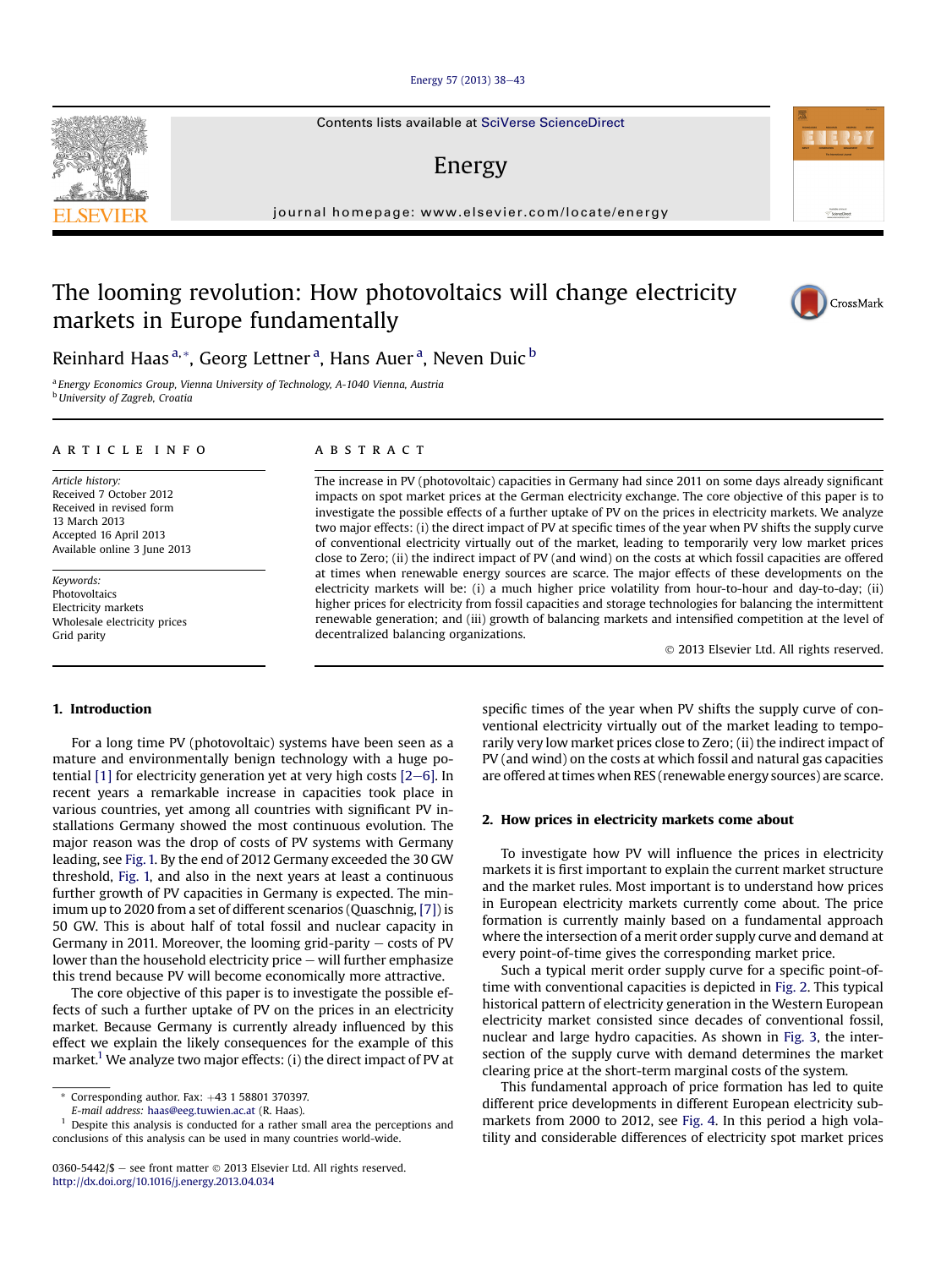# The looming revolution: How photovoltaics will change electricity markets in Europe fundamentally

Reinhard Haas [a,*], Georg Lettner [a], Hans Auer [a], Neven Duic [b]

[a] Energy Economics Group, Vienna University of Technology, A-1040 Vienna, Austria
[b] University of Zagreb, Croatia

## ARTICLE INFO

*Article history:*
Received 7 October 2012
Received in revised form
13 March 2013
Accepted 16 April 2013
Available online 3 June 2013

*Keywords:*
Photovoltaics
Electricity markets
Wholesale electricity prices
Grid parity

## ABSTRACT

The increase in PV (photovoltaic) capacities in Germany had since 2011 on some days already significant impacts on spot market prices at the German electricity exchange. The core objective of this paper is to investigate the possible effects of a further uptake of PV on the prices in electricity markets. We analyze two major effects: (i) the direct impact of PV at specific times of the year when PV shifts the supply curve of conventional electricity virtually out of the market, leading to temporarily very low market prices close to Zero; (ii) the indirect impact of PV (and wind) on the costs at which fossil capacities are offered at times when renewable energy sources are scarce. The major effects of these developments on the electricity markets will be: (i) a much higher price volatility from hour-to-hour and day-to-day; (ii) higher prices for electricity from fossil capacities and storage technologies for balancing the intermittent renewable generation; and (iii) growth of balancing markets and intensified competition at the level of decentralized balancing organizations.

© 2013 Elsevier Ltd. All rights reserved.

## 1. Introduction

For a long time PV (photovoltaic) systems have been seen as a mature and environmentally benign technology with a huge potential [1] for electricity generation yet at very high costs [2–6]. In recent years a remarkable increase in capacities took place in various countries, yet among all countries with significant PV installations Germany showed the most continuous evolution. The major reason was the drop of costs of PV systems with Germany leading, see Fig. 1. By the end of 2012 Germany exceeded the 30 GW threshold, Fig. 1, and also in the next years at least a continuous further growth of PV capacities in Germany is expected. The minimum up to 2020 from a set of different scenarios (Quaschnig, [7]) is 50 GW. This is about half of total fossil and nuclear capacity in Germany in 2011. Moreover, the looming grid-parity – costs of PV lower than the household electricity price – will further emphasize this trend because PV will become economically more attractive.

The core objective of this paper is to investigate the possible effects of such a further uptake of PV on the prices in an electricity market. Because Germany is currently already influenced by this effect we explain the likely consequences for the example of this market.[1] We analyze two major effects: (i) the direct impact of PV at specific times of the year when PV shifts the supply curve of conventional electricity virtually out of the market leading to temporarily very low market prices close to Zero; (ii) the indirect impact of PV (and wind) on the costs at which fossil and natural gas capacities are offered at times when RES (renewable energy sources) are scarce.

## 2. How prices in electricity markets come about

To investigate how PV will influence the prices in electricity markets it is first important to explain the current market structure and the market rules. Most important is to understand how prices in European electricity markets currently come about. The price formation is currently mainly based on a fundamental approach where the intersection of a merit order supply curve and demand at every point-of-time gives the corresponding market price.

Such a typical merit order supply curve for a specific point-of-time with conventional capacities is depicted in Fig. 2. This typical historical pattern of electricity generation in the Western European electricity market consisted since decades of conventional fossil, nuclear and large hydro capacities. As shown in Fig. 3, the intersection of the supply curve with demand determines the market clearing price at the short-term marginal costs of the system.

This fundamental approach of price formation has led to quite different price developments in different European electricity submarkets from 2000 to 2012, see Fig. 4. In this period a high volatility and considerable differences of electricity spot market prices

---

\* Corresponding author. Fax: +43 1 58801 370397.
*E-mail address:* haas@eeg.tuwien.ac.at (R. Haas).
[1] Despite this analysis is conducted for a rather small area the perceptions and conclusions of this analysis can be used in many countries world-wide.

0360-5442/$ – see front matter © 2013 Elsevier Ltd. All rights reserved.
http://dx.doi.org/10.1016/j.energy.2013.04.034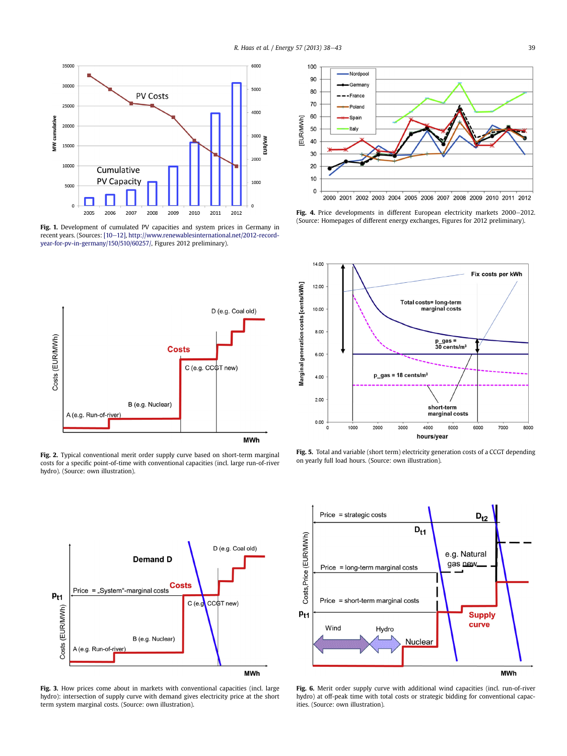**Fig. 1.** Development of cumulated PV capacities and system prices in Germany in recent years. (Sources: [10–12], http://www.renewablesinternational.net/2012-record-year-for-pv-in-germany/150/510/60257/, Figures 2012 preliminary).

**Fig. 4.** Price developments in different European electricity markets 2000–2012. (Source: Homepages of different energy exchanges, Figures for 2012 preliminary).

**Fig. 2.** Typical conventional merit order supply curve based on short-term marginal costs for a specific point-of-time with conventional capacities (incl. large run-of-river hydro). (Source: own illustration).

**Fig. 5.** Total and variable (short term) electricity generation costs of a CCGT depending on yearly full load hours. (Source: own illustration).

**Fig. 3.** How prices come about in markets with conventional capacities (incl. large hydro): intersection of supply curve with demand gives electricity price at the short term system marginal costs. (Source: own illustration).

**Fig. 6.** Merit order supply curve with additional wind capacities (incl. run-of-river hydro) at off-peak time with total costs or strategic bidding for conventional capacities. (Source: own illustration).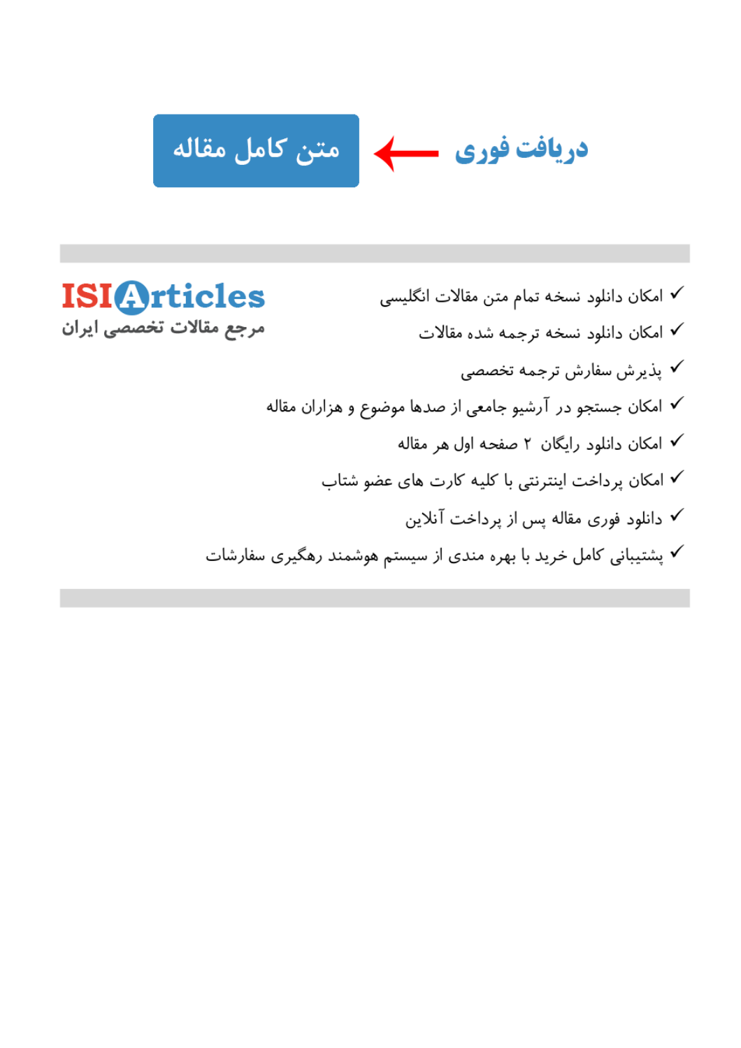دریافت فوری ← متن کامل مقاله

ISIArticles
مرجع مقالات تخصصی ایران

- ✓ امکان دانلود نسخه تمام متن مقالات انگلیسی
- ✓ امکان دانلود نسخه ترجمه شده مقالات
- ✓ پذیرش سفارش ترجمه تخصصی
- ✓ امکان جستجو در آرشیو جامعی از صدها موضوع و هزاران مقاله
- ✓ امکان دانلود رایگان ۲ صفحه اول هر مقاله
- ✓ امکان پرداخت اینترنتی با کلیه کارت های عضو شتاب
- ✓ دانلود فوری مقاله پس از پرداخت آنلاین
- ✓ پشتیبانی کامل خرید با بهره مندی از سیستم هوشمند رهگیری سفارشات